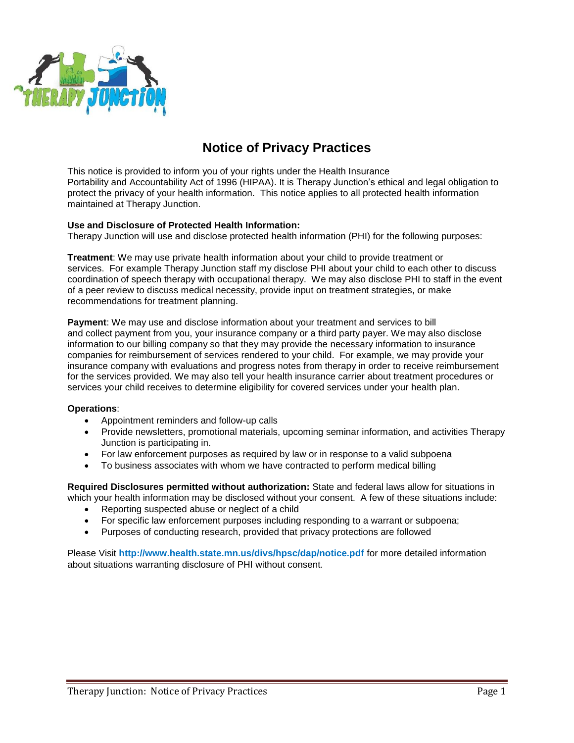# Notice of Privacy Practices

This notice is provided to inform you of your rights under the Health Insurance Portability and Accountability Act of 1996 (HIPAA). It is Therapy Junction's ethical and legal obligation to protect the privacy of your health information. This notice applies to all protected health information maintained at Therapy Junction.

**Use and Disclosure of Protected Health Information:**
Therapy Junction will use and disclose protected health information (PHI) for the following purposes:

**Treatment**: We may use private health information about your child to provide treatment or services. For example Therapy Junction staff my disclose PHI about your child to each other to discuss coordination of speech therapy with occupational therapy. We may also disclose PHI to staff in the event of a peer review to discuss medical necessity, provide input on treatment strategies, or make recommendations for treatment planning.

**Payment**: We may use and disclose information about your treatment and services to bill and collect payment from you, your insurance company or a third party payer. We may also disclose information to our billing company so that they may provide the necessary information to insurance companies for reimbursement of services rendered to your child. For example, we may provide your insurance company with evaluations and progress notes from therapy in order to receive reimbursement for the services provided. We may also tell your health insurance carrier about treatment procedures or services your child receives to determine eligibility for covered services under your health plan.

**Operations**:

- Appointment reminders and follow-up calls
- Provide newsletters, promotional materials, upcoming seminar information, and activities Therapy Junction is participating in.
- For law enforcement purposes as required by law or in response to a valid subpoena
- To business associates with whom we have contracted to perform medical billing

**Required Disclosures permitted without authorization:** State and federal laws allow for situations in which your health information may be disclosed without your consent. A few of these situations include:

- Reporting suspected abuse or neglect of a child
- For specific law enforcement purposes including responding to a warrant or subpoena;
- Purposes of conducting research, provided that privacy protections are followed

Please Visit **http://www.health.state.mn.us/divs/hpsc/dap/notice.pdf** for more detailed information about situations warranting disclosure of PHI without consent.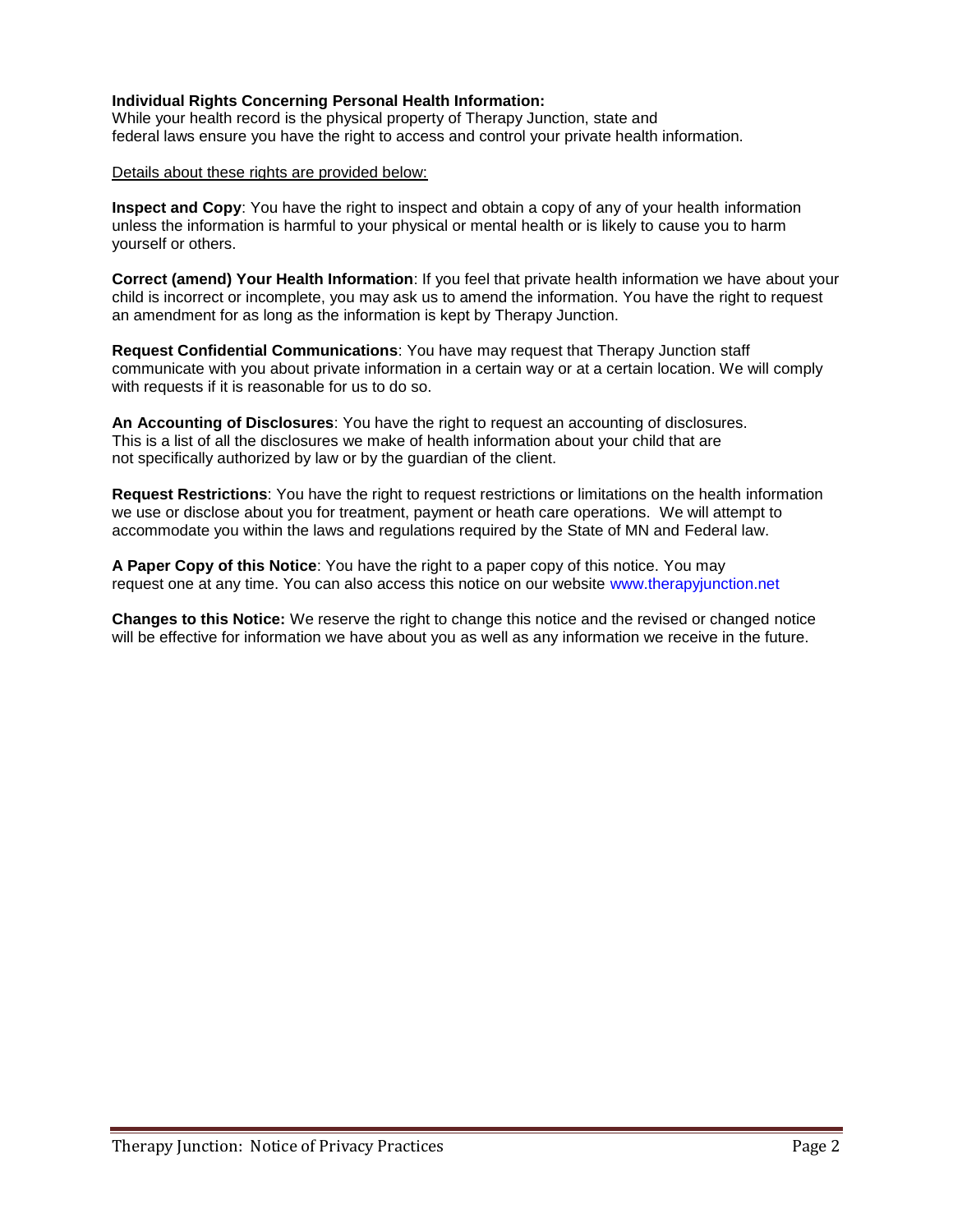**Individual Rights Concerning Personal Health Information:**
While your health record is the physical property of Therapy Junction, state and federal laws ensure you have the right to access and control your private health information.

Details about these rights are provided below:

**Inspect and Copy**: You have the right to inspect and obtain a copy of any of your health information unless the information is harmful to your physical or mental health or is likely to cause you to harm yourself or others.

**Correct (amend) Your Health Information**: If you feel that private health information we have about your child is incorrect or incomplete, you may ask us to amend the information. You have the right to request an amendment for as long as the information is kept by Therapy Junction.

**Request Confidential Communications**: You have may request that Therapy Junction staff communicate with you about private information in a certain way or at a certain location. We will comply with requests if it is reasonable for us to do so.

**An Accounting of Disclosures**: You have the right to request an accounting of disclosures. This is a list of all the disclosures we make of health information about your child that are not specifically authorized by law or by the guardian of the client.

**Request Restrictions**: You have the right to request restrictions or limitations on the health information we use or disclose about you for treatment, payment or heath care operations. We will attempt to accommodate you within the laws and regulations required by the State of MN and Federal law.

**A Paper Copy of this Notice**: You have the right to a paper copy of this notice. You may request one at any time. You can also access this notice on our website www.therapyjunction.net

**Changes to this Notice:** We reserve the right to change this notice and the revised or changed notice will be effective for information we have about you as well as any information we receive in the future.